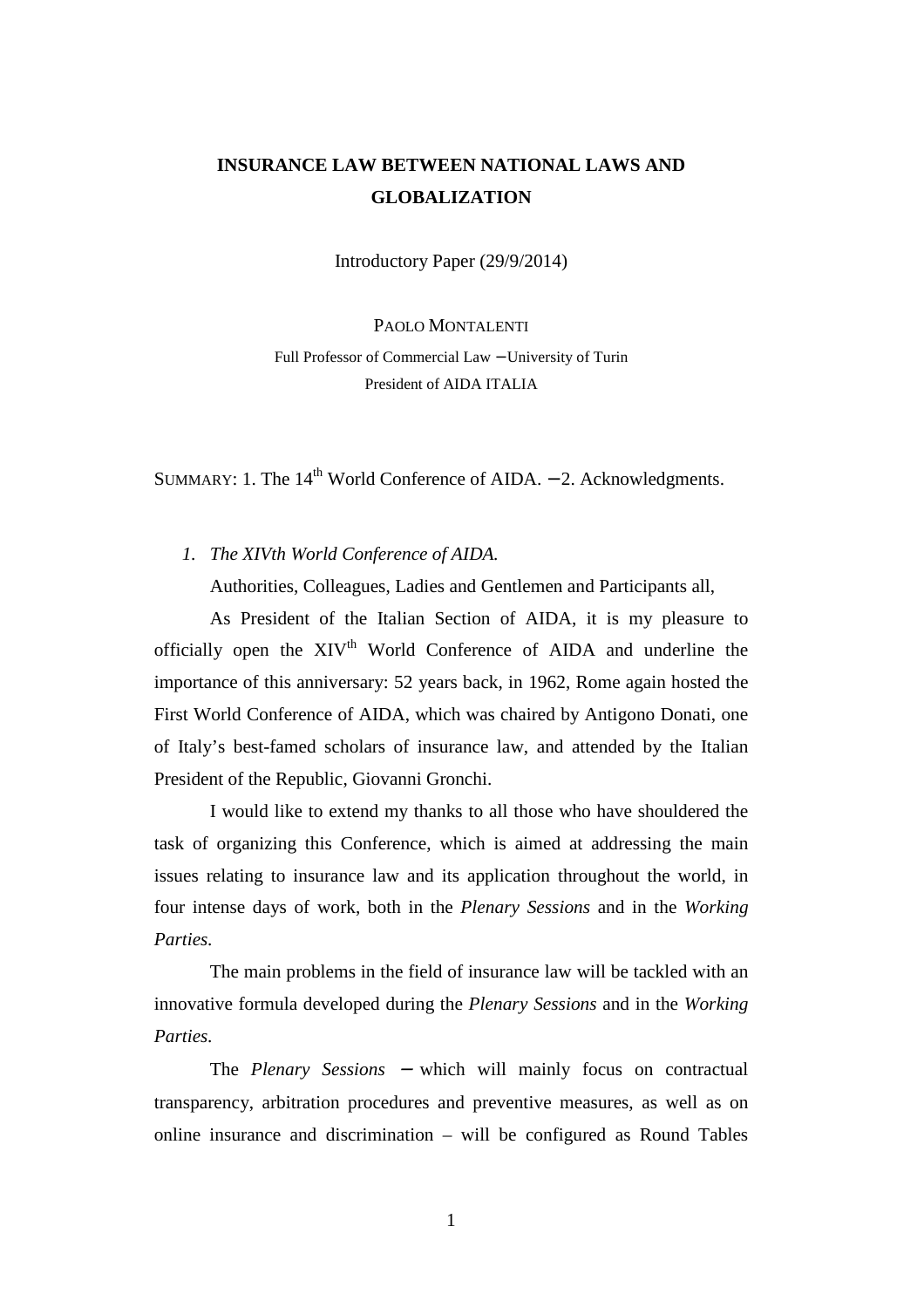# INSURANCE LAW BETWEEN NATIONAL LAWS AND GLOBALIZATION

Introductory Paper (29/9/2014)

PAOLO MONTALENTI

Full Professor of Commercial Law – University of Turin

President of AIDA ITALIA

SUMMARY: 1. The 14th World Conference of AIDA. – 2. Acknowledgments.

## 1. *The XIVth World Conference of AIDA.*

Authorities, Colleagues, Ladies and Gentlemen and Participants all,

As President of the Italian Section of AIDA, it is my pleasure to officially open the XIVth World Conference of AIDA and underline the importance of this anniversary: 52 years back, in 1962, Rome again hosted the First World Conference of AIDA, which was chaired by Antigono Donati, one of Italy's best-famed scholars of insurance law, and attended by the Italian President of the Republic, Giovanni Gronchi.

I would like to extend my thanks to all those who have shouldered the task of organizing this Conference, which is aimed at addressing the main issues relating to insurance law and its application throughout the world, in four intense days of work, both in the *Plenary Sessions* and in the *Working Parties*.

The main problems in the field of insurance law will be tackled with an innovative formula developed during the *Plenary Sessions* and in the *Working Parties*.

The *Plenary Sessions* – which will mainly focus on contractual transparency, arbitration procedures and preventive measures, as well as on online insurance and discrimination – will be configured as Round Tables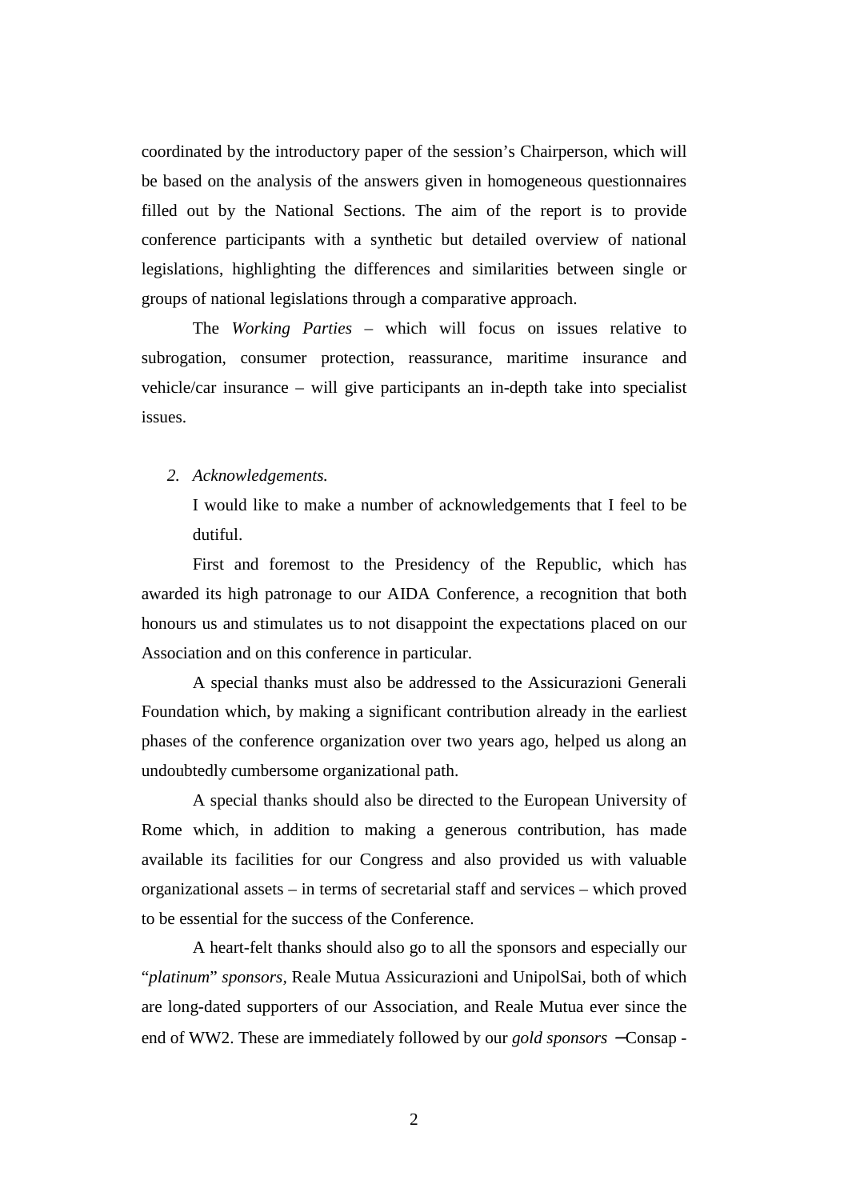coordinated by the introductory paper of the session's Chairperson, which will be based on the analysis of the answers given in homogeneous questionnaires filled out by the National Sections. The aim of the report is to provide conference participants with a synthetic but detailed overview of national legislations, highlighting the differences and similarities between single or groups of national legislations through a comparative approach.

The *Working Parties* – which will focus on issues relative to subrogation, consumer protection, reassurance, maritime insurance and vehicle/car insurance – will give participants an in-depth take into specialist issues.

2. *Acknowledgements.*

I would like to make a number of acknowledgements that I feel to be dutiful.

First and foremost to the Presidency of the Republic, which has awarded its high patronage to our AIDA Conference, a recognition that both honours us and stimulates us to not disappoint the expectations placed on our Association and on this conference in particular.

A special thanks must also be addressed to the Assicurazioni Generali Foundation which, by making a significant contribution already in the earliest phases of the conference organization over two years ago, helped us along an undoubtedly cumbersome organizational path.

A special thanks should also be directed to the European University of Rome which, in addition to making a generous contribution, has made available its facilities for our Congress and also provided us with valuable organizational assets – in terms of secretarial staff and services – which proved to be essential for the success of the Conference.

A heart-felt thanks should also go to all the sponsors and especially our "*platinum*" *sponsors*, Reale Mutua Assicurazioni and UnipolSai, both of which are long-dated supporters of our Association, and Reale Mutua ever since the end of WW2. These are immediately followed by our *gold sponsors* – Consap -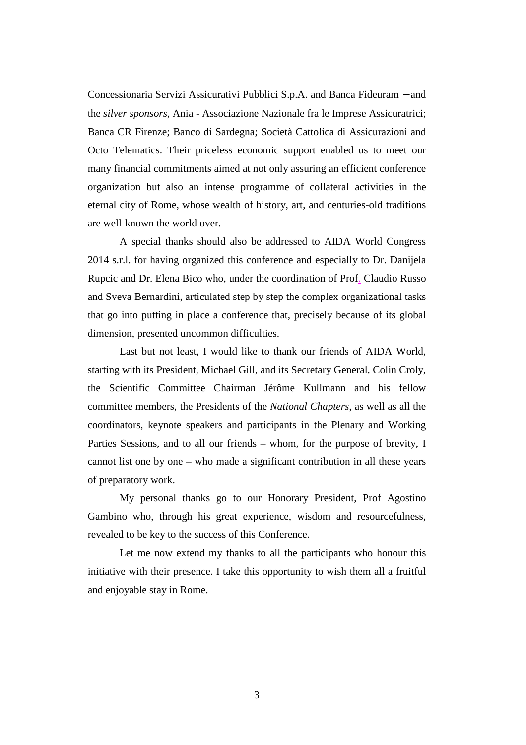Concessionaria Servizi Assicurativi Pubblici S.p.A. and Banca Fideuram – and the *silver sponsors*, Ania - Associazione Nazionale fra le Imprese Assicuratrici; Banca CR Firenze; Banco di Sardegna; Società Cattolica di Assicurazioni and Octo Telematics. Their priceless economic support enabled us to meet our many financial commitments aimed at not only assuring an efficient conference organization but also an intense programme of collateral activities in the eternal city of Rome, whose wealth of history, art, and centuries-old traditions are well-known the world over.

A special thanks should also be addressed to AIDA World Congress 2014 s.r.l. for having organized this conference and especially to Dr. Danijela Rupcic and Dr. Elena Bico who, under the coordination of Prof. Claudio Russo and Sveva Bernardini, articulated step by step the complex organizational tasks that go into putting in place a conference that, precisely because of its global dimension, presented uncommon difficulties.

Last but not least, I would like to thank our friends of AIDA World, starting with its President, Michael Gill, and its Secretary General, Colin Croly, the Scientific Committee Chairman Jérôme Kullmann and his fellow committee members, the Presidents of the *National Chapters*, as well as all the coordinators, keynote speakers and participants in the Plenary and Working Parties Sessions, and to all our friends – whom, for the purpose of brevity, I cannot list one by one – who made a significant contribution in all these years of preparatory work.

My personal thanks go to our Honorary President, Prof Agostino Gambino who, through his great experience, wisdom and resourcefulness, revealed to be key to the success of this Conference.

Let me now extend my thanks to all the participants who honour this initiative with their presence. I take this opportunity to wish them all a fruitful and enjoyable stay in Rome.